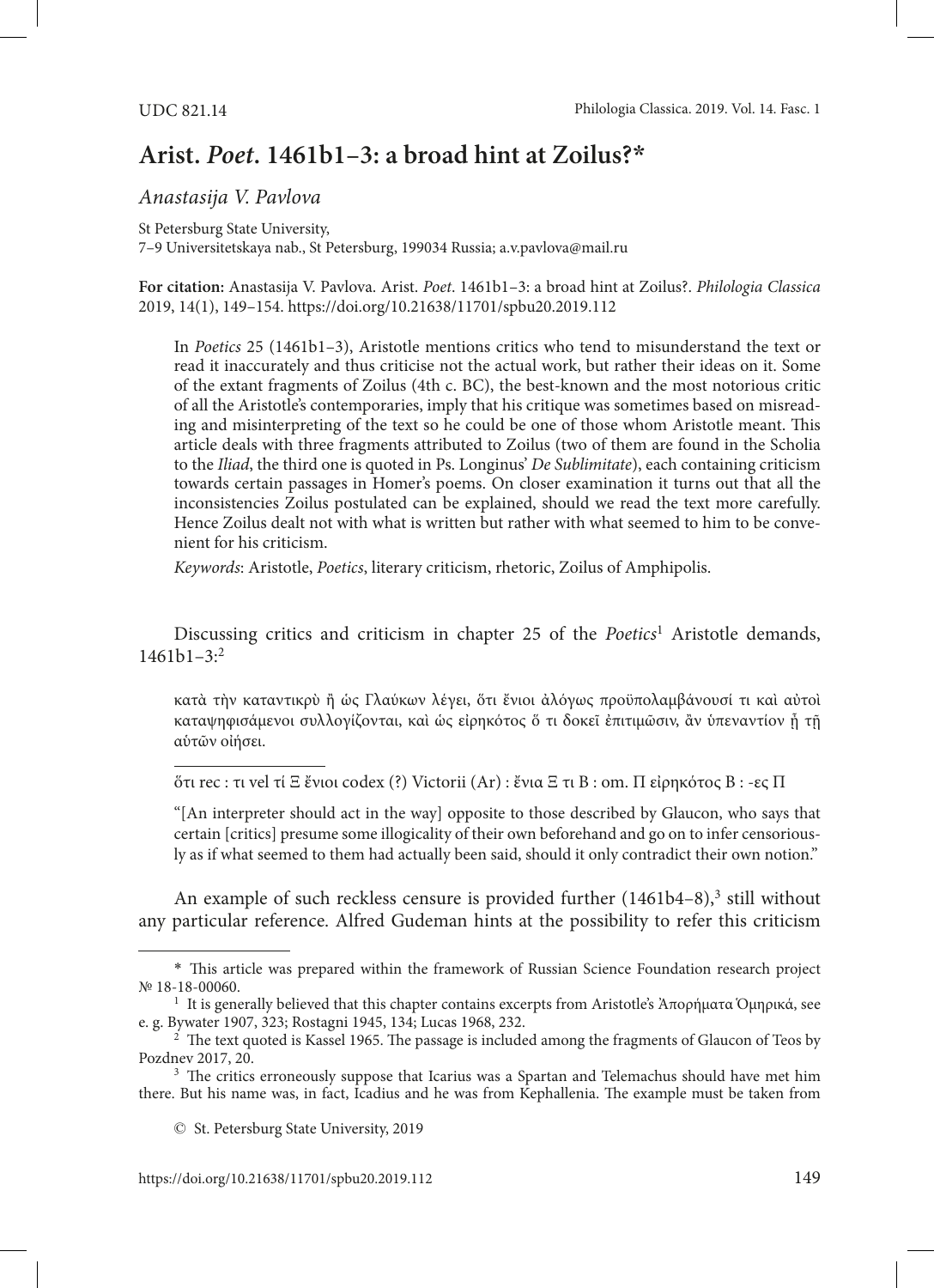UDC 821.14

# Arist. *Poet.* 1461b1–3: a broad hint at Zoilus?*

*Anastasija V. Pavlova*

St Petersburg State University,
7–9 Universitetskaya nab., St Petersburg, 199034 Russia; a.v.pavlova@mail.ru

**For citation:** Anastasija V. Pavlova. Arist. *Poet*. 1461b1–3: a broad hint at Zoilus?. *Philologia Classica* 2019, 14(1), 149–154. https://doi.org/10.21638/11701/spbu20.2019.112

In *Poetics* 25 (1461b1–3), Aristotle mentions critics who tend to misunderstand the text or read it inaccurately and thus criticise not the actual work, but rather their ideas on it. Some of the extant fragments of Zoilus (4th c. BC), the best-known and the most notorious critic of all the Aristotle's contemporaries, imply that his critique was sometimes based on misreading and misinterpreting of the text so he could be one of those whom Aristotle meant. This article deals with three fragments attributed to Zoilus (two of them are found in the Scholia to the *Iliad*, the third one is quoted in Ps. Longinus' *De Sublimitate*), each containing criticism towards certain passages in Homer's poems. On closer examination it turns out that all the inconsistencies Zoilus postulated can be explained, should we read the text more carefully. Hence Zoilus dealt not with what is written but rather with what seemed to him to be convenient for his criticism.

*Keywords*: Aristotle, *Poetics*, literary criticism, rhetoric, Zoilus of Amphipolis.

Discussing critics and criticism in chapter 25 of the *Poetics*[1] Aristotle demands, 1461b1–3:[2]

> κατὰ τὴν καταντικρὺ ἢ ὡς Γλαύκων λέγει, ὅτι ἔνιοι ἀλόγως προϋπολαμβάνουσί τι καὶ αὐτοὶ καταψηφισάμενοι συλλογίζονται, καὶ ὡς εἰρηκότος ὅ τι δοκεῖ ἐπιτιμῶσιν, ἂν ὑπεναντίον ᾖ τῇ αὑτῶν οἰήσει.
>
> ὅτι rec : τι vel τί Ξ ἔνιοι codex (?) Victorii (Ar) : ἔνια Ξ τι B : om. Π εἰρηκότος B : -ες Π

"[An interpreter should act in the way] opposite to those described by Glaucon, who says that certain [critics] presume some illogicality of their own beforehand and go on to infer censoriously as if what seemed to them had actually been said, should it only contradict their own notion."

An example of such reckless censure is provided further (1461b4–8),[3] still without any particular reference. Alfred Gudeman hints at the possibility to refer this criticism

---

\* This article was prepared within the framework of Russian Science Foundation research project № 18-18-00060.

[1] It is generally believed that this chapter contains excerpts from Aristotle's Ἀπορήματα Ὁμηρικά, see e. g. Bywater 1907, 323; Rostagni 1945, 134; Lucas 1968, 232.

[2] The text quoted is Kassel 1965. The passage is included among the fragments of Glaucon of Teos by Pozdnev 2017, 20.

[3] The critics erroneously suppose that Icarius was a Spartan and Telemachus should have met him there. But his name was, in fact, Icadius and he was from Kephallenia. The example must be taken from

© St. Petersburg State University, 2019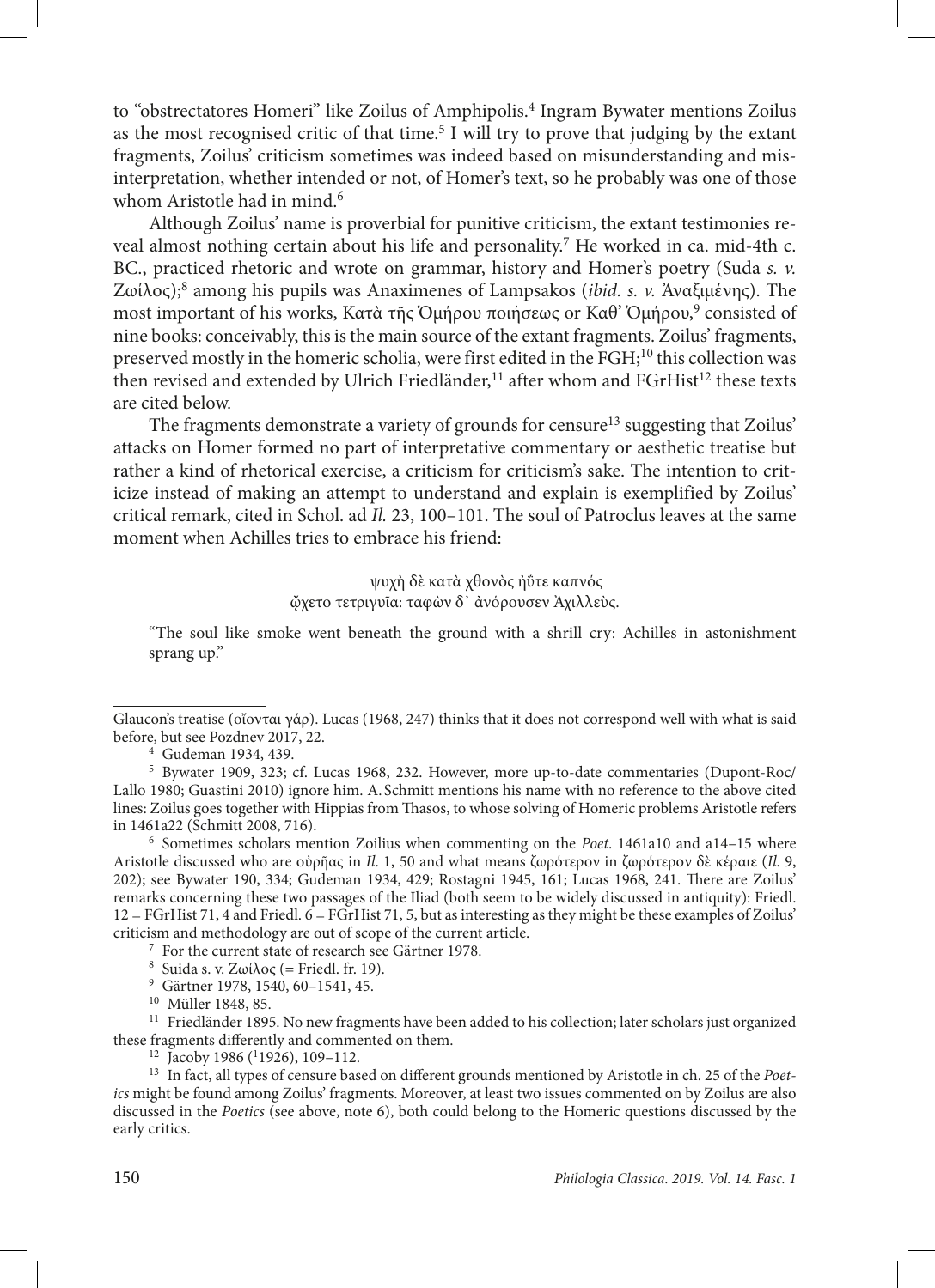to "obstrectatores Homeri" like Zoilus of Amphipolis.[4] Ingram Bywater mentions Zoilus as the most recognised critic of that time.[5] I will try to prove that judging by the extant fragments, Zoilus' criticism sometimes was indeed based on misunderstanding and misinterpretation, whether intended or not, of Homer's text, so he probably was one of those whom Aristotle had in mind.[6]

Although Zoilus' name is proverbial for punitive criticism, the extant testimonies reveal almost nothing certain about his life and personality.[7] He worked in ca. mid-4th c. BC., practiced rhetoric and wrote on grammar, history and Homer's poetry (Suda *s. v.* Ζωίλος);[8] among his pupils was Anaximenes of Lampsakos (*ibid. s. v.* Ἀναξιμένης). The most important of his works, Κατὰ τῆς Ὁμήρου ποιήσεως or Καθ' Ὁμήρου,[9] consisted of nine books: conceivably, this is the main source of the extant fragments. Zoilus' fragments, preserved mostly in the homeric scholia, were first edited in the FGH;[10] this collection was then revised and extended by Ulrich Friedländer,[11] after whom and FGrHist[12] these texts are cited below.

The fragments demonstrate a variety of grounds for censure[13] suggesting that Zoilus' attacks on Homer formed no part of interpretative commentary or aesthetic treatise but rather a kind of rhetorical exercise, a criticism for criticism's sake. The intention to criticize instead of making an attempt to understand and explain is exemplified by Zoilus' critical remark, cited in Schol. ad *Il.* 23, 100–101. The soul of Patroclus leaves at the same moment when Achilles tries to embrace his friend:

> ψυχὴ δὲ κατὰ χθονὸς ἠΰτε καπνός
> ᾤχετο τετριγυῖα: ταφὼν δ᾽ ἀνόρουσεν Ἀχιλλεὺς.

"The soul like smoke went beneath the ground with a shrill cry: Achilles in astonishment sprang up."

---

Glaucon's treatise (οἴονται γάρ). Lucas (1968, 247) thinks that it does not correspond well with what is said before, but see Pozdnev 2017, 22.

[4] Gudeman 1934, 439.

[5] Bywater 1909, 323; cf. Lucas 1968, 232. However, more up-to-date commentaries (Dupont-Roc/Lallo 1980; Guastini 2010) ignore him. A. Schmitt mentions his name with no reference to the above cited lines: Zoilus goes together with Hippias from Thasos, to whose solving of Homeric problems Aristotle refers in 1461a22 (Schmitt 2008, 716).

[6] Sometimes scholars mention Zoilius when commenting on the *Poet*. 1461a10 and a14–15 where Aristotle discussed who are οὐρῆας in *Il*. 1, 50 and what means ζωρότερον in ζωρότερον δὲ κέραιε (*Il*. 9, 202); see Bywater 190, 334; Gudeman 1934, 429; Rostagni 1945, 161; Lucas 1968, 241. There are Zoilus' remarks concerning these two passages of the Iliad (both seem to be widely discussed in antiquity): Friedl. 12 = FGrHist 71, 4 and Friedl. 6 = FGrHist 71, 5, but as interesting as they might be these examples of Zoilus' criticism and methodology are out of scope of the current article.

[7] For the current state of research see Gärtner 1978.

[8] Suida s. v. Ζωίλος (= Friedl. fr. 19).

[9] Gärtner 1978, 1540, 60–1541, 45.

[10] Müller 1848, 85.

[11] Friedländer 1895. No new fragments have been added to his collection; later scholars just organized these fragments differently and commented on them.

[12] Jacoby 1986 (¹1926), 109–112.

[13] In fact, all types of censure based on different grounds mentioned by Aristotle in ch. 25 of the *Poetics* might be found among Zoilus' fragments. Moreover, at least two issues commented on by Zoilus are also discussed in the *Poetics* (see above, note 6), both could belong to the Homeric questions discussed by the early critics.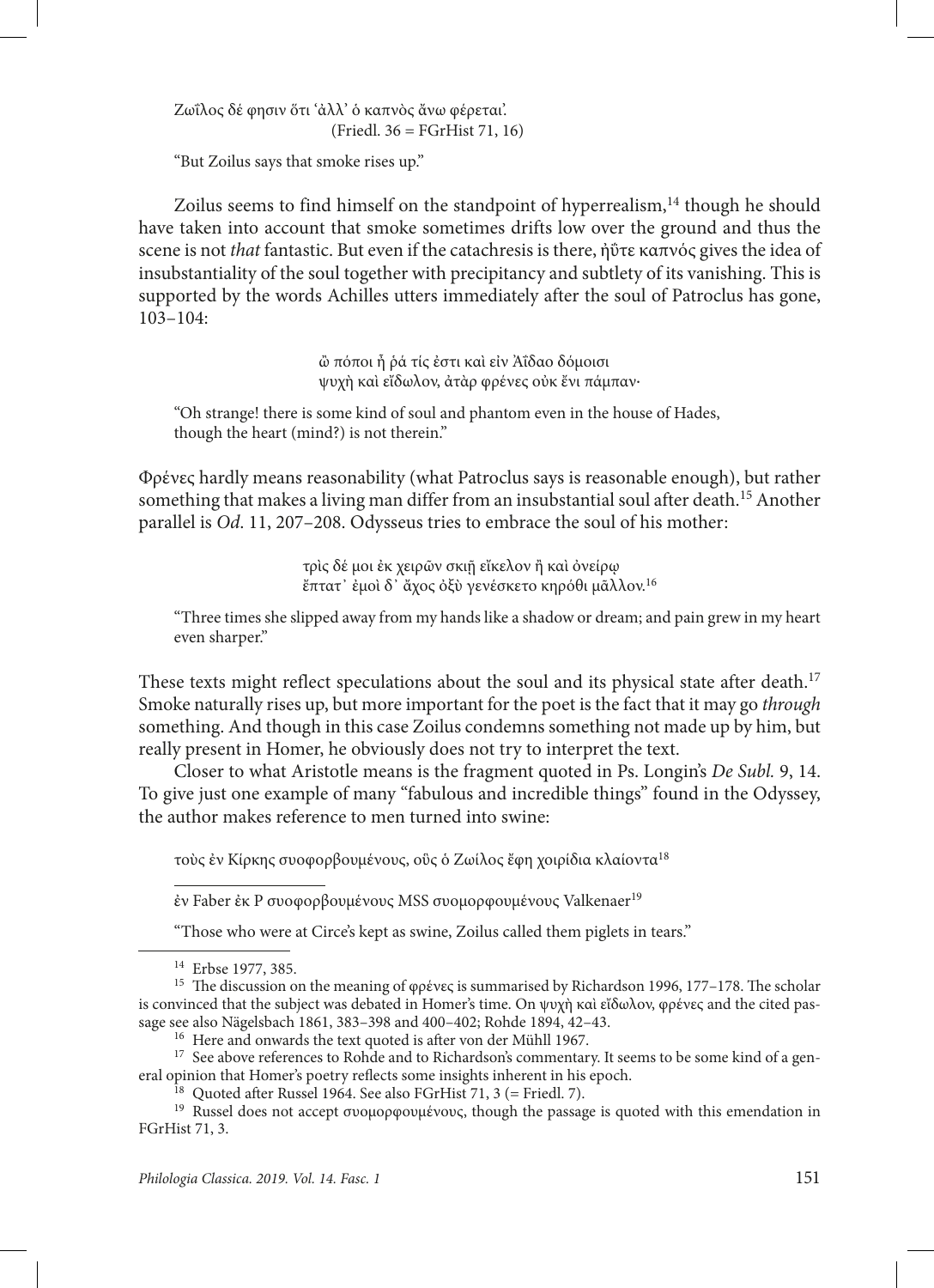Ζωΐλος δέ φησιν ὅτι 'ἀλλ' ὁ καπνὸς ἄνω φέρεται'.
(Friedl. 36 = FGrHist 71, 16)

"But Zoilus says that smoke rises up."

Zoilus seems to find himself on the standpoint of hyperrealism,[14] though he should have taken into account that smoke sometimes drifts low over the ground and thus the scene is not *that* fantastic. But even if the catachresis is there, ἠΰτε καπνός gives the idea of insubstantiality of the soul together with precipitancy and subtlety of its vanishing. This is supported by the words Achilles utters immediately after the soul of Patroclus has gone, 103–104:

> ὢ πόποι ἦ ῥά τίς ἐστι καὶ εἰν Ἀΐδαο δόμοισι
> ψυχὴ καὶ εἴδωλον, ἀτὰρ φρένες οὐκ ἔνι πάμπαν·

"Oh strange! there is some kind of soul and phantom even in the house of Hades, though the heart (mind?) is not therein."

Φρένες hardly means reasonability (what Patroclus says is reasonable enough), but rather something that makes a living man differ from an insubstantial soul after death.[15] Another parallel is *Od.* 11, 207–208. Odysseus tries to embrace the soul of his mother:

> τρὶς δέ μοι ἐκ χειρῶν σκιῇ εἴκελον ἢ καὶ ὀνείρῳ
> ἔπτατ᾽ ἐμοὶ δ᾽ ἄχος ὀξὺ γενέσκετο κηρόθι μᾶλλον.[16]

"Three times she slipped away from my hands like a shadow or dream; and pain grew in my heart even sharper."

These texts might reflect speculations about the soul and its physical state after death.[17] Smoke naturally rises up, but more important for the poet is the fact that it may go *through* something. And though in this case Zoilus condemns something not made up by him, but really present in Homer, he obviously does not try to interpret the text.

Closer to what Aristotle means is the fragment quoted in Ps. Longin's *De Subl.* 9, 14. To give just one example of many "fabulous and incredible things" found in the Odyssey, the author makes reference to men turned into swine:

τοὺς ἐν Κίρκης συοφορβουμένους, οὓς ὁ Ζωΐλος ἔφη χοιρίδια κλαίοντα[18]

ἐν Faber ἐκ P συοφορβουμένους MSS συομορφουμένους Valkenaer[19]

"Those who were at Circe's kept as swine, Zoilus called them piglets in tears."

---

[14] Erbse 1977, 385.

[15] The discussion on the meaning of φρένες is summarised by Richardson 1996, 177–178. The scholar is convinced that the subject was debated in Homer's time. On ψυχὴ καὶ εἴδωλον, φρένες and the cited passage see also Nägelsbach 1861, 383–398 and 400–402; Rohde 1894, 42–43.

[16] Here and onwards the text quoted is after von der Mühll 1967.

[17] See above references to Rohde and to Richardson's commentary. It seems to be some kind of a general opinion that Homer's poetry reflects some insights inherent in his epoch.

[18] Quoted after Russel 1964. See also FGrHist 71, 3 (= Friedl. 7).

[19] Russel does not accept συομορφουμένους, though the passage is quoted with this emendation in FGrHist 71, 3.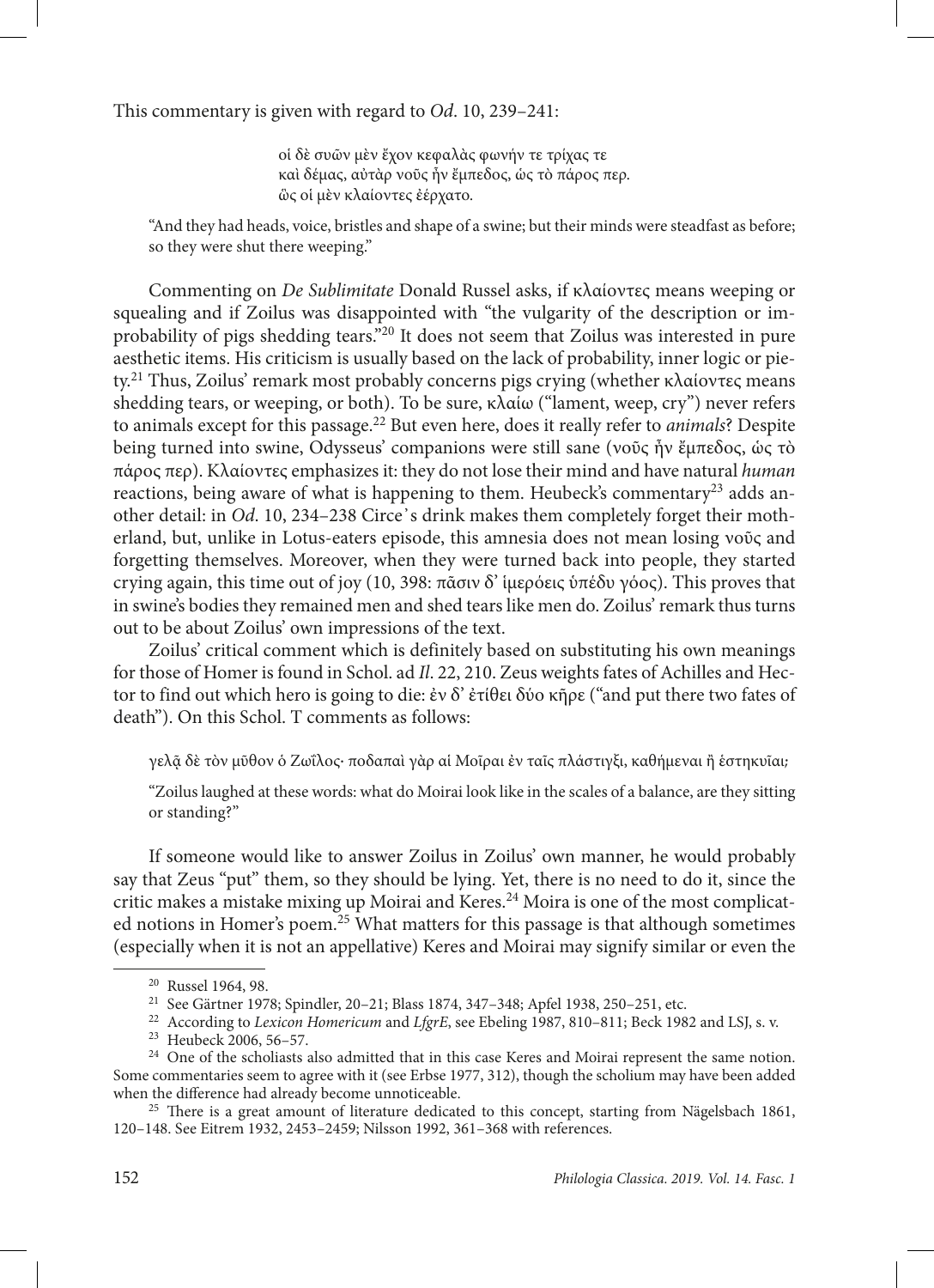This commentary is given with regard to *Od*. 10, 239–241:

> οἱ δὲ συῶν μὲν ἔχον κεφαλὰς φωνήν τε τρίχας τε
> καὶ δέμας, αὐτὰρ νοῦς ἦν ἔμπεδος, ὡς τὸ πάρος περ.
> ὣς οἱ μὲν κλαίοντες ἐέρχατο.

"And they had heads, voice, bristles and shape of a swine; but their minds were steadfast as before; so they were shut there weeping."

Commenting on *De Sublimitate* Donald Russel asks, if κλαίοντες means weeping or squealing and if Zoilus was disappointed with "the vulgarity of the description or improbability of pigs shedding tears."[20] It does not seem that Zoilus was interested in pure aesthetic items. His criticism is usually based on the lack of probability, inner logic or piety.[21] Thus, Zoilus' remark most probably concerns pigs crying (whether κλαίοντες means shedding tears, or weeping, or both). To be sure, κλαίω ("lament, weep, cry") never refers to animals except for this passage.[22] But even here, does it really refer to *animals*? Despite being turned into swine, Odysseus' companions were still sane (νοῦς ἦν ἔμπεδος, ὡς τὸ πάρος περ). Κλαίοντες emphasizes it: they do not lose their mind and have natural *human* reactions, being aware of what is happening to them. Heubeck's commentary[23] adds another detail: in *Od*. 10, 234–238 Circe's drink makes them completely forget their motherland, but, unlike in Lotus-eaters episode, this amnesia does not mean losing νοῦς and forgetting themselves. Moreover, when they were turned back into people, they started crying again, this time out of joy (10, 398: πᾶσιν δ' ἱμερόεις ὑπέδυ γόος). This proves that in swine's bodies they remained men and shed tears like men do. Zoilus' remark thus turns out to be about Zoilus' own impressions of the text.

Zoilus' critical comment which is definitely based on substituting his own meanings for those of Homer is found in Schol. ad *Il*. 22, 210. Zeus weights fates of Achilles and Hector to find out which hero is going to die: ἐν δ' ἐτίθει δύο κῆρε ("and put there two fates of death"). On this Schol. T comments as follows:

> γελᾷ δὲ τὸν μῦθον ὁ Ζωΐλος· ποδαπαὶ γὰρ αἱ Μοῖραι ἐν ταῖς πλάστιγξι, καθήμεναι ἢ ἑστηκυῖαι;

"Zoilus laughed at these words: what do Moirai look like in the scales of a balance, are they sitting or standing?"

If someone would like to answer Zoilus in Zoilus' own manner, he would probably say that Zeus "put" them, so they should be lying. Yet, there is no need to do it, since the critic makes a mistake mixing up Moirai and Keres.[24] Moira is one of the most complicated notions in Homer's poem.[25] What matters for this passage is that although sometimes (especially when it is not an appellative) Keres and Moirai may signify similar or even the

---

[20] Russel 1964, 98.

[21] See Gärtner 1978; Spindler, 20–21; Blass 1874, 347–348; Apfel 1938, 250–251, etc.

[22] According to *Lexicon Homericum* and *LfgrE*, see Ebeling 1987, 810–811; Beck 1982 and LSJ, s. v.

[23] Heubeck 2006, 56–57.

[24] One of the scholiasts also admitted that in this case Keres and Moirai represent the same notion. Some commentaries seem to agree with it (see Erbse 1977, 312), though the scholium may have been added when the difference had already become unnoticeable.

[25] There is a great amount of literature dedicated to this concept, starting from Nägelsbach 1861, 120–148. See Eitrem 1932, 2453–2459; Nilsson 1992, 361–368 with references.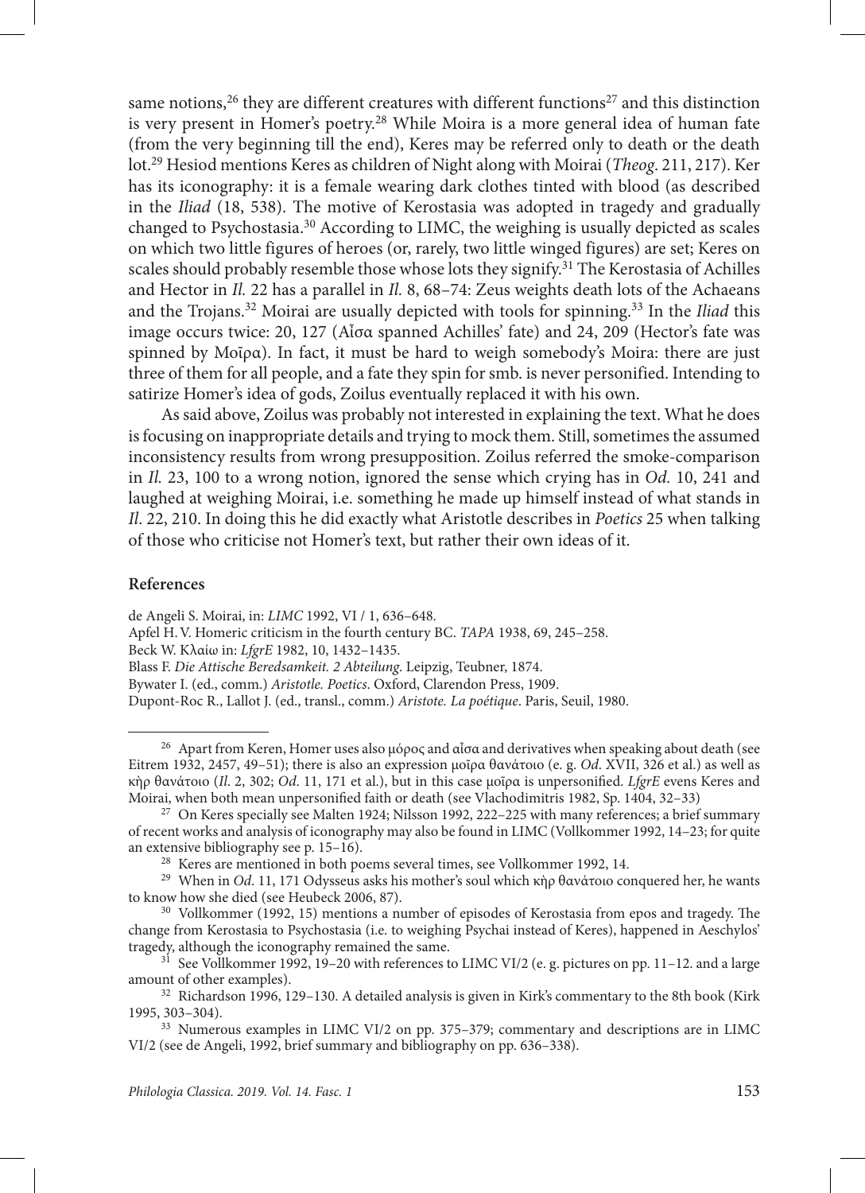same notions,[26] they are different creatures with different functions[27] and this distinction is very present in Homer's poetry.[28] While Moira is a more general idea of human fate (from the very beginning till the end), Keres may be referred only to death or the death lot.[29] Hesiod mentions Keres as children of Night along with Moirai (*Theog*. 211, 217). Ker has its iconography: it is a female wearing dark clothes tinted with blood (as described in the *Iliad* (18, 538). The motive of Kerostasia was adopted in tragedy and gradually changed to Psychostasia.[30] According to LIMC, the weighing is usually depicted as scales on which two little figures of heroes (or, rarely, two little winged figures) are set; Keres on scales should probably resemble those whose lots they signify.[31] The Kerostasia of Achilles and Hector in *Il.* 22 has a parallel in *Il.* 8, 68–74: Zeus weights death lots of the Achaeans and the Trojans.[32] Moirai are usually depicted with tools for spinning.[33] In the *Iliad* this image occurs twice: 20, 127 (Αἶσα spanned Achilles' fate) and 24, 209 (Hector's fate was spinned by Μοῖρα). In fact, it must be hard to weigh somebody's Moira: there are just three of them for all people, and a fate they spin for smb. is never personified. Intending to satirize Homer's idea of gods, Zoilus eventually replaced it with his own.

As said above, Zoilus was probably not interested in explaining the text. What he does is focusing on inappropriate details and trying to mock them. Still, sometimes the assumed inconsistency results from wrong presupposition. Zoilus referred the smoke-comparison in *Il.* 23, 100 to a wrong notion, ignored the sense which crying has in *Od.* 10, 241 and laughed at weighing Moirai, i.e. something he made up himself instead of what stands in *Il*. 22, 210. In doing this he did exactly what Aristotle describes in *Poetics* 25 when talking of those who criticise not Homer's text, but rather their own ideas of it.

## References

de Angeli S. Moirai, in: *LIMC* 1992, VI / 1, 636–648.

Apfel H. V. Homeric criticism in the fourth century BC. *TAPA* 1938, 69, 245–258.

Beck W. Κλαίω in: *LfgrE* 1982, 10, 1432–1435.

Blass F. *Die Attische Beredsamkeit. 2 Abteilung*. Leipzig, Teubner, 1874.

Bywater I. (ed., comm.) *Aristotle. Poetics*. Oxford, Clarendon Press, 1909.

Dupont-Roc R., Lallot J. (ed., transl., comm.) *Aristote. La poétique*. Paris, Seuil, 1980.

---

[26] Apart from Keren, Homer uses also μόρος and αἶσα and derivatives when speaking about death (see Eitrem 1932, 2457, 49–51); there is also an expression μοῖρα θανάτοιο (e. g. *Od*. XVII, 326 et al.) as well as κὴρ θανάτοιο (*Il.* 2, 302; *Od*. 11, 171 et al.), but in this case μοῖρα is unpersonified. *LfgrE* evens Keres and Moirai, when both mean unpersonified faith or death (see Vlachodimitris 1982, Sp. 1404, 32–33)

[27] On Keres specially see Malten 1924; Nilsson 1992, 222–225 with many references; a brief summary of recent works and analysis of iconography may also be found in LIMC (Vollkommer 1992, 14–23; for quite an extensive bibliography see p. 15–16).

[28] Keres are mentioned in both poems several times, see Vollkommer 1992, 14.

[29] When in *Od*. 11, 171 Odysseus asks his mother's soul which κὴρ θανάτοιο conquered her, he wants to know how she died (see Heubeck 2006, 87).

[30] Vollkommer (1992, 15) mentions a number of episodes of Kerostasia from epos and tragedy. The change from Kerostasia to Psychostasia (i.e. to weighing Psychai instead of Keres), happened in Aeschylos' tragedy, although the iconography remained the same.

[31] See Vollkommer 1992, 19–20 with references to LIMC VI/2 (e. g. pictures on pp. 11–12. and a large amount of other examples).

[32] Richardson 1996, 129–130. A detailed analysis is given in Kirk's commentary to the 8th book (Kirk 1995, 303–304).

[33] Numerous examples in LIMC VI/2 on pp. 375–379; commentary and descriptions are in LIMC VI/2 (see de Angeli, 1992, brief summary and bibliography on pp. 636–338).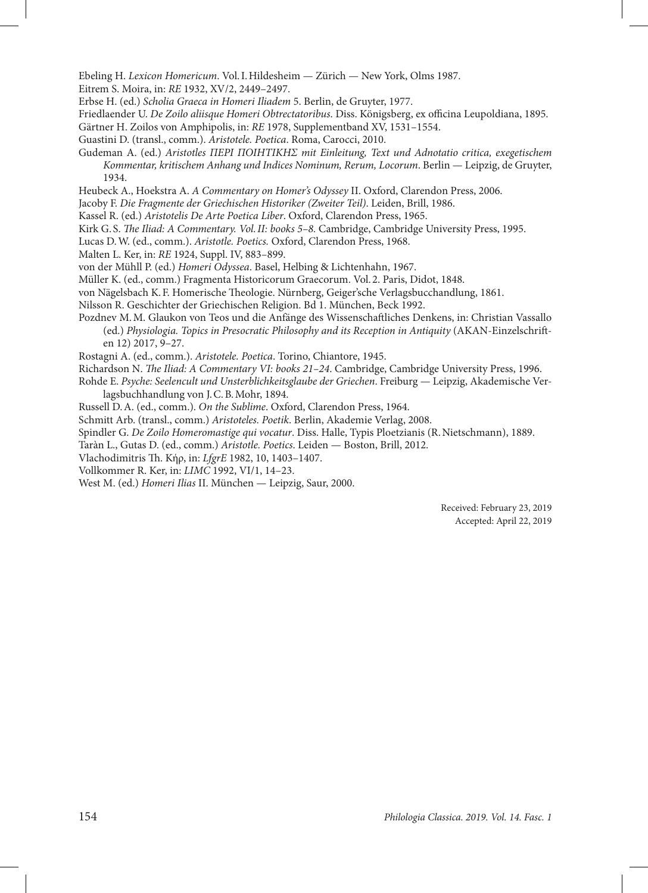Ebeling H. *Lexicon Homericum*. Vol. I. Hildesheim — Zürich — New York, Olms 1987.

Eitrem S. Moira, in: *RE* 1932, XV/2, 2449–2497.

Erbse H. (ed.) *Scholia Graeca in Homeri Iliadem* 5. Berlin, de Gruyter, 1977.

Friedlaender U. *De Zoilo aliisque Homeri Obtrectatoribus*. Diss. Königsberg, ex officina Leupoldiana, 1895.

Gärtner H. Zoilos von Amphipolis, in: *RE* 1978, Supplementband XV, 1531–1554.

Guastini D. (transl., comm.). *Aristotele. Poetica*. Roma, Carocci, 2010.

Gudeman A. (ed.) *Aristotles ΠΕΡΙ ΠΟΙΗΤΙΚΗΣ mit Einleitung, Text und Adnotatio critica, exegetischem Kommentar, kritischem Anhang und Indices Nominum, Rerum, Locorum*. Berlin — Leipzig, de Gruyter, 1934.

Heubeck A., Hoekstra A. *A Commentary on Homer's Odyssey* II. Oxford, Clarendon Press, 2006.

Jacoby F. *Die Fragmente der Griechischen Historiker (Zweiter Teil)*. Leiden, Brill, 1986.

Kassel R. (ed.) *Aristotelis De Arte Poetica Liber*. Oxford, Clarendon Press, 1965.

Kirk G. S. *The Iliad: A Commentary. Vol. II: books 5–8.* Cambridge, Cambridge University Press, 1995.

Lucas D. W. (ed., comm.). *Aristotle. Poetics.* Oxford, Clarendon Press, 1968.

Malten L. Ker, in: *RE* 1924, Suppl. IV, 883–899.

von der Mühll P. (ed.) *Homeri Odyssea*. Basel, Helbing & Lichtenhahn, 1967.

Müller K. (ed., comm.) Fragmenta Historicorum Graecorum. Vol. 2. Paris, Didot, 1848.

von Nägelsbach K. F. Homerische Theologie. Nürnberg, Geiger'sche Verlagsbucchandlung, 1861.

Nilsson R. Geschichter der Griechischen Religion. Bd 1. München, Beck 1992.

Pozdnev M. M. Glaukon von Teos und die Anfänge des Wissenschaftliches Denkens, in: Christian Vassallo (ed.) *Physiologia. Topics in Presocratic Philosophy and its Reception in Antiquity* (AKAN-Einzelschriften 12) 2017, 9–27.

Rostagni A. (ed., comm.). *Aristotele. Poetica*. Torino, Chiantore, 1945.

Richardson N. *The Iliad: A Commentary VI: books 21–24*. Cambridge, Cambridge University Press, 1996.

Rohde E. *Psyche: Seelencult und Unsterblichkeitsglaube der Griechen.* Freiburg — Leipzig, Akademische Verlagsbuchhandlung von J. C. B. Mohr, 1894.

Russell D. A. (ed., comm.). *On the Sublime*. Oxford, Clarendon Press, 1964.

Schmitt Arb. (transl., comm.) *Aristoteles. Poetik*. Berlin, Akademie Verlag, 2008.

Spindler G. *De Zoilo Homeromastige qui vocatur*. Diss. Halle, Typis Ploetzianis (R. Nietschmann), 1889.

Taràn L., Gutas D. (ed., comm.) *Aristotle. Poetics*. Leiden — Boston, Brill, 2012.

Vlachodimitris Th. Κήρ, in: *LfgrE* 1982, 10, 1403–1407.

Vollkommer R. Ker, in: *LIMC* 1992, VI/1, 14–23.

West M. (ed.) *Homeri Ilias* II. München — Leipzig, Saur, 2000.

Received: February 23, 2019
Accepted: April 22, 2019